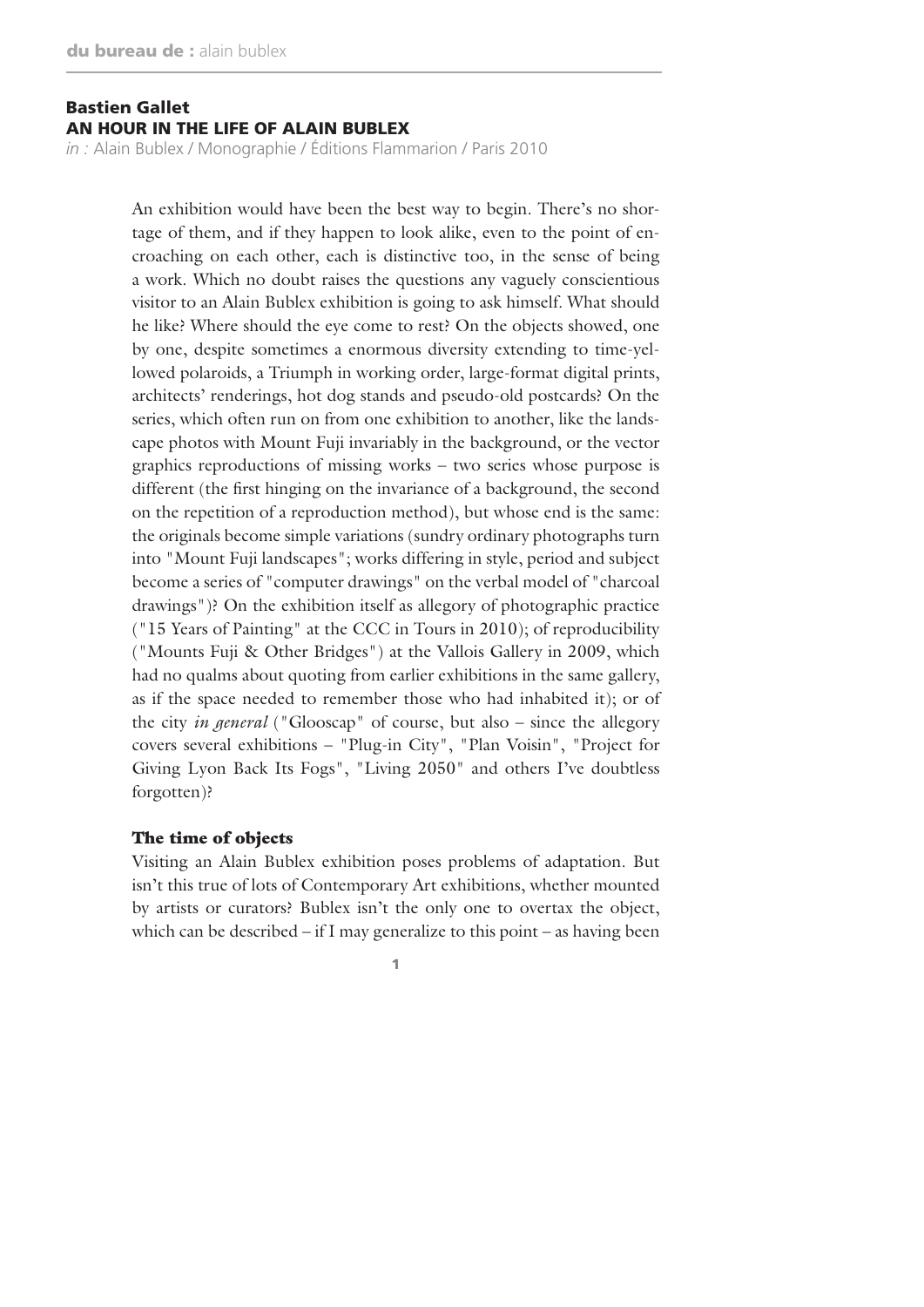**du bureau de :** alain bublex

## Bastien Gallet
## AN HOUR IN THE LIFE OF ALAIN BUBLEX

*in :* Alain Bublex / Monographie / Éditions Flammarion / Paris 2010

An exhibition would have been the best way to begin. There's no shortage of them, and if they happen to look alike, even to the point of encroaching on each other, each is distinctive too, in the sense of being a work. Which no doubt raises the questions any vaguely conscientious visitor to an Alain Bublex exhibition is going to ask himself. What should he like? Where should the eye come to rest? On the objects showed, one by one, despite sometimes a enormous diversity extending to time-yellowed polaroids, a Triumph in working order, large-format digital prints, architects' renderings, hot dog stands and pseudo-old postcards? On the series, which often run on from one exhibition to another, like the landscape photos with Mount Fuji invariably in the background, or the vector graphics reproductions of missing works – two series whose purpose is different (the first hinging on the invariance of a background, the second on the repetition of a reproduction method), but whose end is the same: the originals become simple variations (sundry ordinary photographs turn into "Mount Fuji landscapes"; works differing in style, period and subject become a series of "computer drawings" on the verbal model of "charcoal drawings")? On the exhibition itself as allegory of photographic practice ("15 Years of Painting" at the CCC in Tours in 2010); of reproducibility ("Mounts Fuji & Other Bridges") at the Vallois Gallery in 2009, which had no qualms about quoting from earlier exhibitions in the same gallery, as if the space needed to remember those who had inhabited it); or of the city *in general* ("Glooscap" of course, but also – since the allegory covers several exhibitions – "Plug-in City", "Plan Voisin", "Project for Giving Lyon Back Its Fogs", "Living 2050" and others I've doubtless forgotten)?

### The time of objects

Visiting an Alain Bublex exhibition poses problems of adaptation. But isn't this true of lots of Contemporary Art exhibitions, whether mounted by artists or curators? Bublex isn't the only one to overtax the object, which can be described – if I may generalize to this point – as having been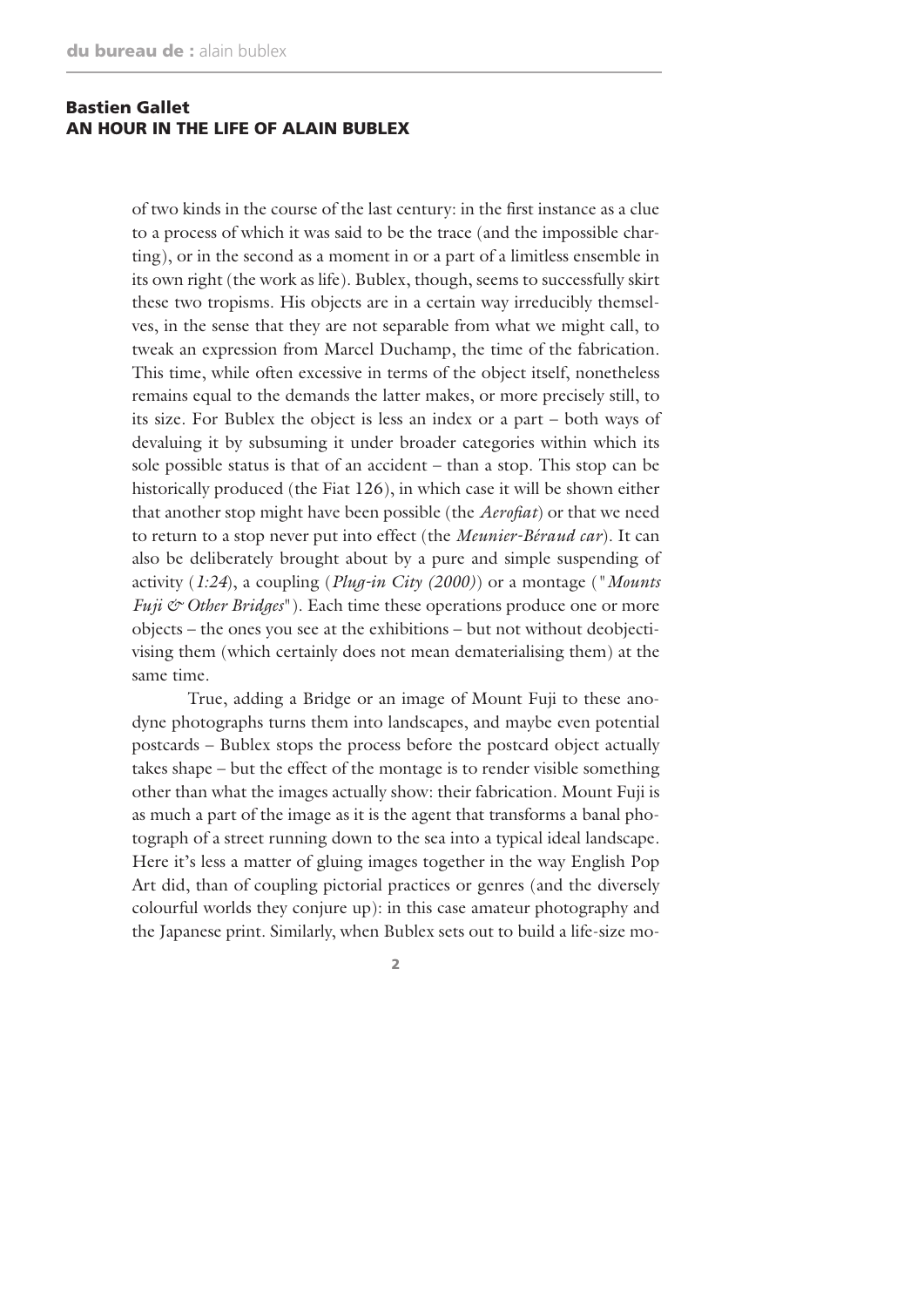of two kinds in the course of the last century: in the first instance as a clue to a process of which it was said to be the trace (and the impossible charting), or in the second as a moment in or a part of a limitless ensemble in its own right (the work as life). Bublex, though, seems to successfully skirt these two tropisms. His objects are in a certain way irreducibly themselves, in the sense that they are not separable from what we might call, to tweak an expression from Marcel Duchamp, the time of the fabrication. This time, while often excessive in terms of the object itself, nonetheless remains equal to the demands the latter makes, or more precisely still, to its size. For Bublex the object is less an index or a part – both ways of devaluing it by subsuming it under broader categories within which its sole possible status is that of an accident – than a stop. This stop can be historically produced (the Fiat 126), in which case it will be shown either that another stop might have been possible (the *Aerofiat*) or that we need to return to a stop never put into effect (the *Meunier-Béraud car*). It can also be deliberately brought about by a pure and simple suspending of activity (*1:24*), a coupling (*Plug-in City (2000)*) or a montage ("*Mounts Fuji & Other Bridges*"). Each time these operations produce one or more objects – the ones you see at the exhibitions – but not without deobjectivising them (which certainly does not mean dematerialising them) at the same time.

True, adding a Bridge or an image of Mount Fuji to these anodyne photographs turns them into landscapes, and maybe even potential postcards – Bublex stops the process before the postcard object actually takes shape – but the effect of the montage is to render visible something other than what the images actually show: their fabrication. Mount Fuji is as much a part of the image as it is the agent that transforms a banal photograph of a street running down to the sea into a typical ideal landscape. Here it's less a matter of gluing images together in the way English Pop Art did, than of coupling pictorial practices or genres (and the diversely colourful worlds they conjure up): in this case amateur photography and the Japanese print. Similarly, when Bublex sets out to build a life-size mo-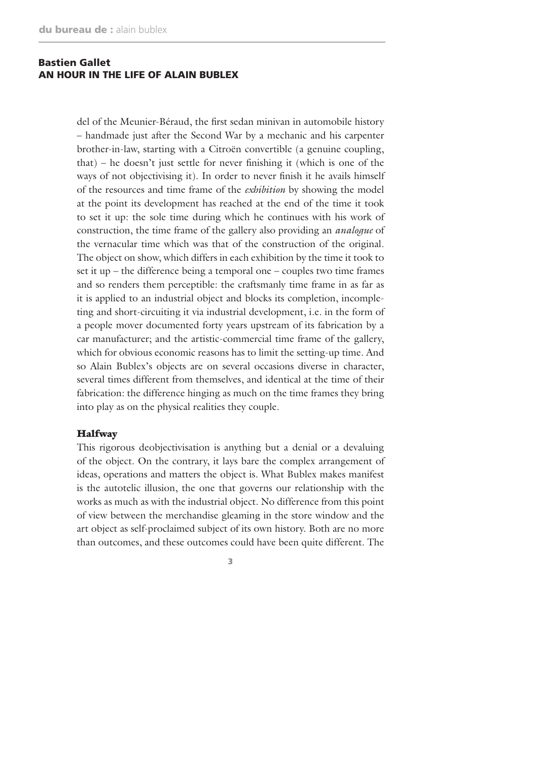del of the Meunier-Béraud, the first sedan minivan in automobile history – handmade just after the Second War by a mechanic and his carpenter brother-in-law, starting with a Citroën convertible (a genuine coupling, that) – he doesn't just settle for never finishing it (which is one of the ways of not objectivising it). In order to never finish it he avails himself of the resources and time frame of the *exhibition* by showing the model at the point its development has reached at the end of the time it took to set it up: the sole time during which he continues with his work of construction, the time frame of the gallery also providing an *analogue* of the vernacular time which was that of the construction of the original. The object on show, which differs in each exhibition by the time it took to set it up – the difference being a temporal one – couples two time frames and so renders them perceptible: the craftsmanly time frame in as far as it is applied to an industrial object and blocks its completion, incompleting and short-circuiting it via industrial development, i.e. in the form of a people mover documented forty years upstream of its fabrication by a car manufacturer; and the artistic-commercial time frame of the gallery, which for obvious economic reasons has to limit the setting-up time. And so Alain Bublex's objects are on several occasions diverse in character, several times different from themselves, and identical at the time of their fabrication: the difference hinging as much on the time frames they bring into play as on the physical realities they couple.

### Halfway

This rigorous deobjectivisation is anything but a denial or a devaluing of the object. On the contrary, it lays bare the complex arrangement of ideas, operations and matters the object is. What Bublex makes manifest is the autotelic illusion, the one that governs our relationship with the works as much as with the industrial object. No difference from this point of view between the merchandise gleaming in the store window and the art object as self-proclaimed subject of its own history. Both are no more than outcomes, and these outcomes could have been quite different. The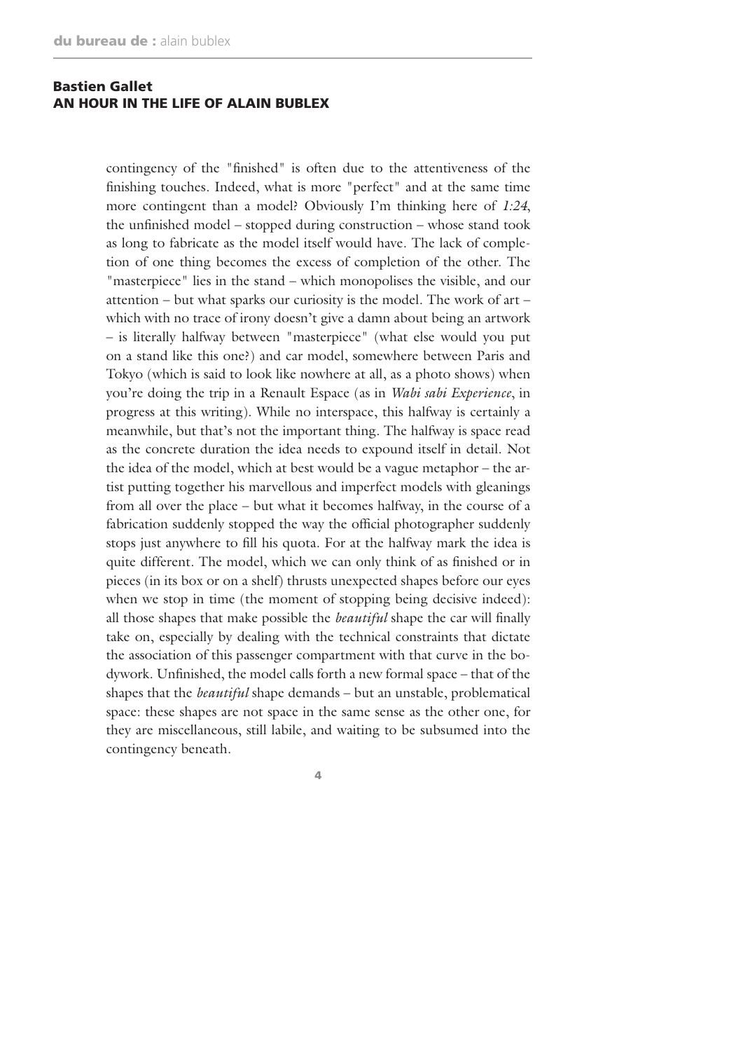contingency of the "finished" is often due to the attentiveness of the finishing touches. Indeed, what is more "perfect" and at the same time more contingent than a model? Obviously I'm thinking here of *1:24*, the unfinished model – stopped during construction – whose stand took as long to fabricate as the model itself would have. The lack of completion of one thing becomes the excess of completion of the other. The "masterpiece" lies in the stand – which monopolises the visible, and our attention – but what sparks our curiosity is the model. The work of art – which with no trace of irony doesn't give a damn about being an artwork – is literally halfway between "masterpiece" (what else would you put on a stand like this one?) and car model, somewhere between Paris and Tokyo (which is said to look like nowhere at all, as a photo shows) when you're doing the trip in a Renault Espace (as in *Wabi sabi Experience*, in progress at this writing). While no interspace, this halfway is certainly a meanwhile, but that's not the important thing. The halfway is space read as the concrete duration the idea needs to expound itself in detail. Not the idea of the model, which at best would be a vague metaphor – the artist putting together his marvellous and imperfect models with gleanings from all over the place – but what it becomes halfway, in the course of a fabrication suddenly stopped the way the official photographer suddenly stops just anywhere to fill his quota. For at the halfway mark the idea is quite different. The model, which we can only think of as finished or in pieces (in its box or on a shelf) thrusts unexpected shapes before our eyes when we stop in time (the moment of stopping being decisive indeed): all those shapes that make possible the *beautiful* shape the car will finally take on, especially by dealing with the technical constraints that dictate the association of this passenger compartment with that curve in the bodywork. Unfinished, the model calls forth a new formal space – that of the shapes that the *beautiful* shape demands – but an unstable, problematical space: these shapes are not space in the same sense as the other one, for they are miscellaneous, still labile, and waiting to be subsumed into the contingency beneath.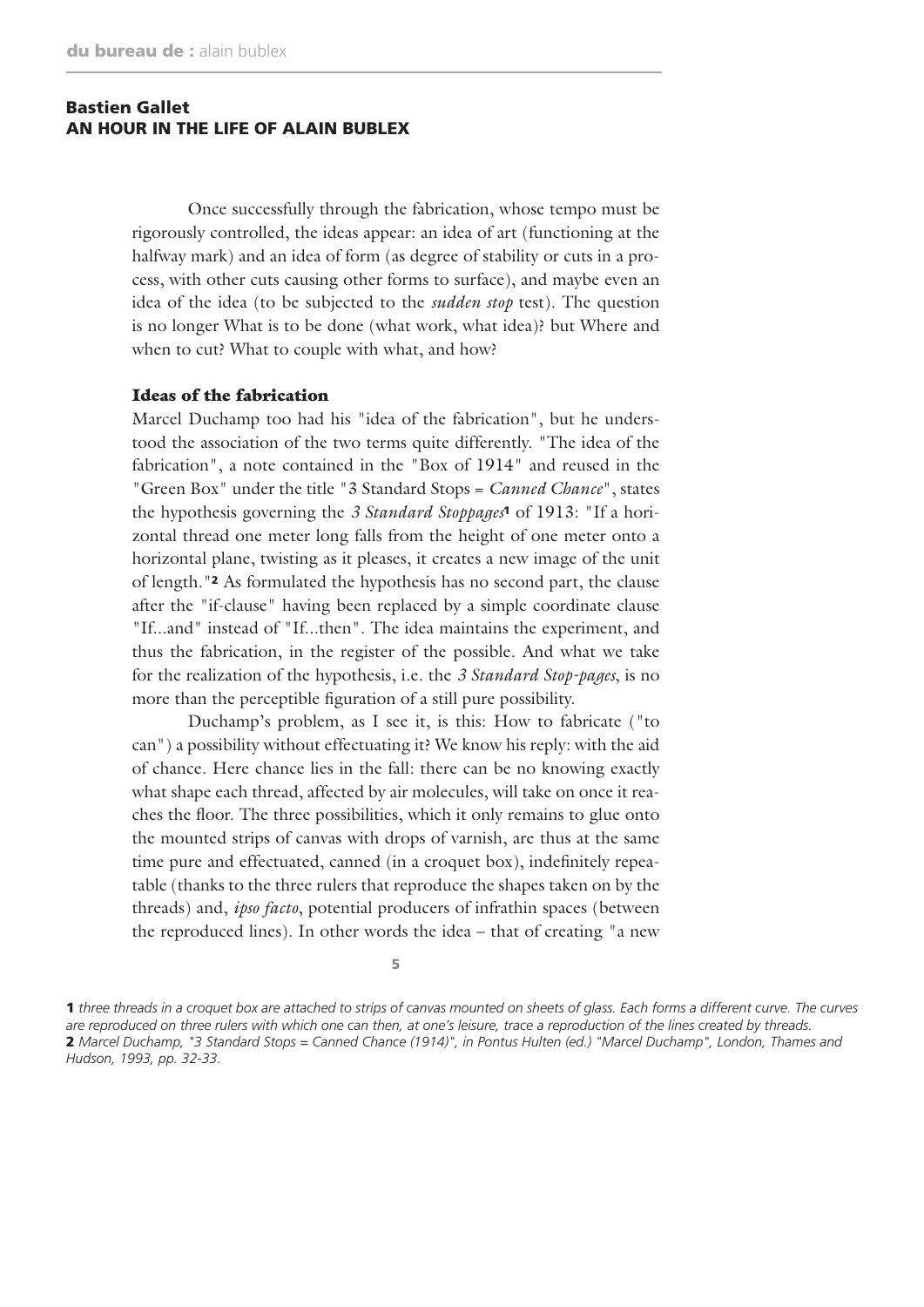## Bastien Gallet
## AN HOUR IN THE LIFE OF ALAIN BUBLEX

Once successfully through the fabrication, whose tempo must be rigorously controlled, the ideas appear: an idea of art (functioning at the halfway mark) and an idea of form (as degree of stability or cuts in a process, with other cuts causing other forms to surface), and maybe even an idea of the idea (to be subjected to the *sudden stop* test). The question is no longer What is to be done (what work, what idea)? but Where and when to cut? What to couple with what, and how?

### Ideas of the fabrication

Marcel Duchamp too had his "idea of the fabrication", but he understood the association of the two terms quite differently. "The idea of the fabrication", a note contained in the "Box of 1914" and reused in the "Green Box" under the title "3 Standard Stops = *Canned Chance*", states the hypothesis governing the *3 Standard Stoppages*[1] of 1913: "If a horizontal thread one meter long falls from the height of one meter onto a horizontal plane, twisting as it pleases, it creates a new image of the unit of length."[2] As formulated the hypothesis has no second part, the clause after the "if-clause" having been replaced by a simple coordinate clause "If...and" instead of "If...then". The idea maintains the experiment, and thus the fabrication, in the register of the possible. And what we take for the realization of the hypothesis, i.e. the *3 Standard Stop-pages*, is no more than the perceptible figuration of a still pure possibility.

Duchamp's problem, as I see it, is this: How to fabricate ("to can") a possibility without effectuating it? We know his reply: with the aid of chance. Here chance lies in the fall: there can be no knowing exactly what shape each thread, affected by air molecules, will take on once it reaches the floor. The three possibilities, which it only remains to glue onto the mounted strips of canvas with drops of varnish, are thus at the same time pure and effectuated, canned (in a croquet box), indefinitely repeatable (thanks to the three rulers that reproduce the shapes taken on by the threads) and, *ipso facto*, potential producers of infrathin spaces (between the reproduced lines). In other words the idea – that of creating "a new

---

[1] *three threads in a croquet box are attached to strips of canvas mounted on sheets of glass. Each forms a different curve. The curves are reproduced on three rulers with which one can then, at one's leisure, trace a reproduction of the lines created by threads.*

[2] *Marcel Duchamp, "3 Standard Stops = Canned Chance (1914)", in Pontus Hulten (ed.) "Marcel Duchamp", London, Thames and Hudson, 1993, pp. 32-33.*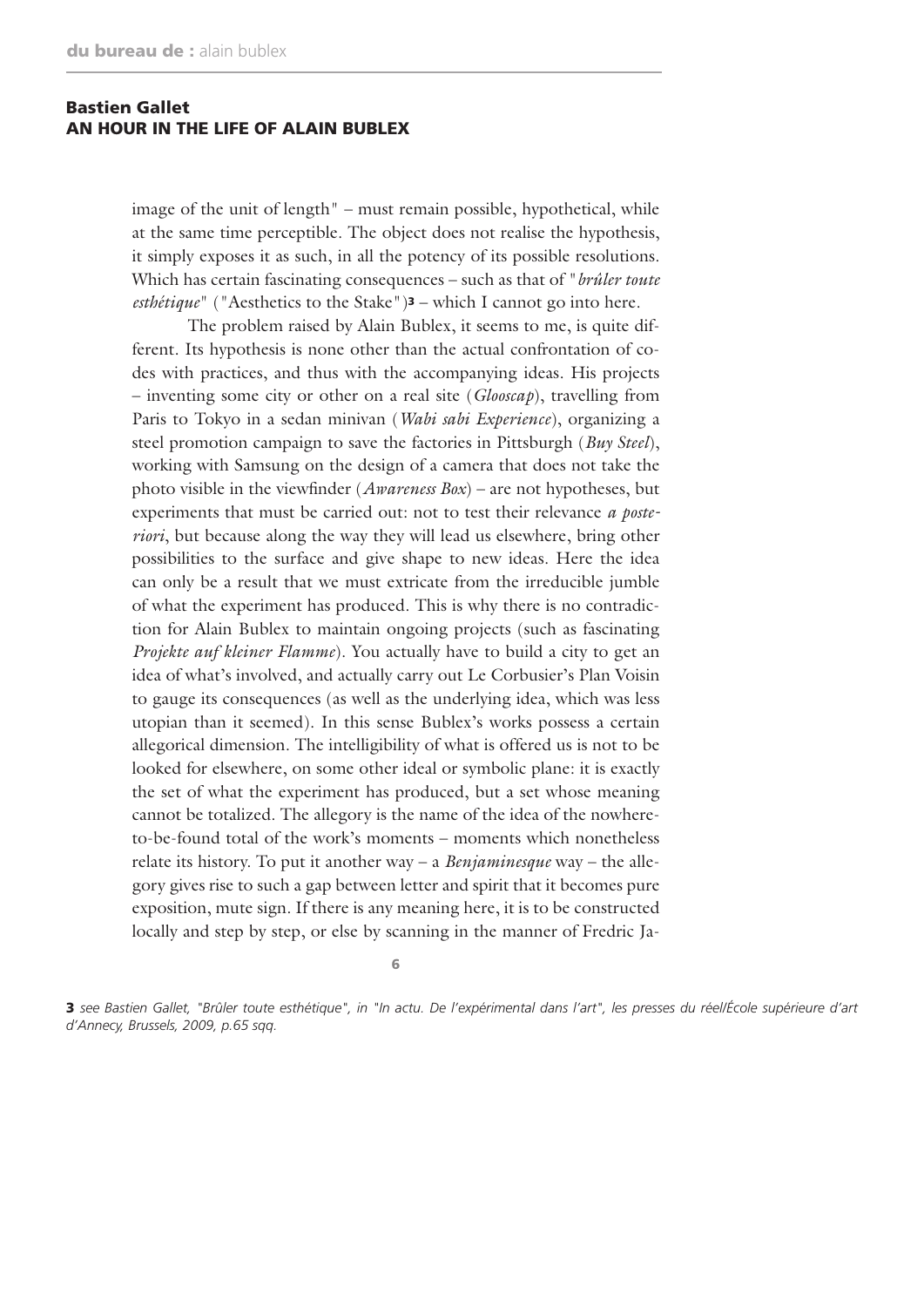image of the unit of length" – must remain possible, hypothetical, while at the same time perceptible. The object does not realise the hypothesis, it simply exposes it as such, in all the potency of its possible resolutions. Which has certain fascinating consequences – such as that of "*brûler toute esthétique*" ("Aesthetics to the Stake")[3] – which I cannot go into here.

The problem raised by Alain Bublex, it seems to me, is quite different. Its hypothesis is none other than the actual confrontation of codes with practices, and thus with the accompanying ideas. His projects – inventing some city or other on a real site (*Glooscap*), travelling from Paris to Tokyo in a sedan minivan (*Wabi sabi Experience*), organizing a steel promotion campaign to save the factories in Pittsburgh (*Buy Steel*), working with Samsung on the design of a camera that does not take the photo visible in the viewfinder (*Awareness Box*) – are not hypotheses, but experiments that must be carried out: not to test their relevance *a posteriori*, but because along the way they will lead us elsewhere, bring other possibilities to the surface and give shape to new ideas. Here the idea can only be a result that we must extricate from the irreducible jumble of what the experiment has produced. This is why there is no contradiction for Alain Bublex to maintain ongoing projects (such as fascinating *Projekte auf kleiner Flamme*). You actually have to build a city to get an idea of what's involved, and actually carry out Le Corbusier's Plan Voisin to gauge its consequences (as well as the underlying idea, which was less utopian than it seemed). In this sense Bublex's works possess a certain allegorical dimension. The intelligibility of what is offered us is not to be looked for elsewhere, on some other ideal or symbolic plane: it is exactly the set of what the experiment has produced, but a set whose meaning cannot be totalized. The allegory is the name of the idea of the nowhere-to-be-found total of the work's moments – moments which nonetheless relate its history. To put it another way – a *Benjaminesque* way – the allegory gives rise to such a gap between letter and spirit that it becomes pure exposition, mute sign. If there is any meaning here, it is to be constructed locally and step by step, or else by scanning in the manner of Fredric Ja-

**3** *see Bastien Gallet, "Brûler toute esthétique", in "In actu. De l'expérimental dans l'art", les presses du réel/École supérieure d'art d'Annecy, Brussels, 2009, p.65 sqq.*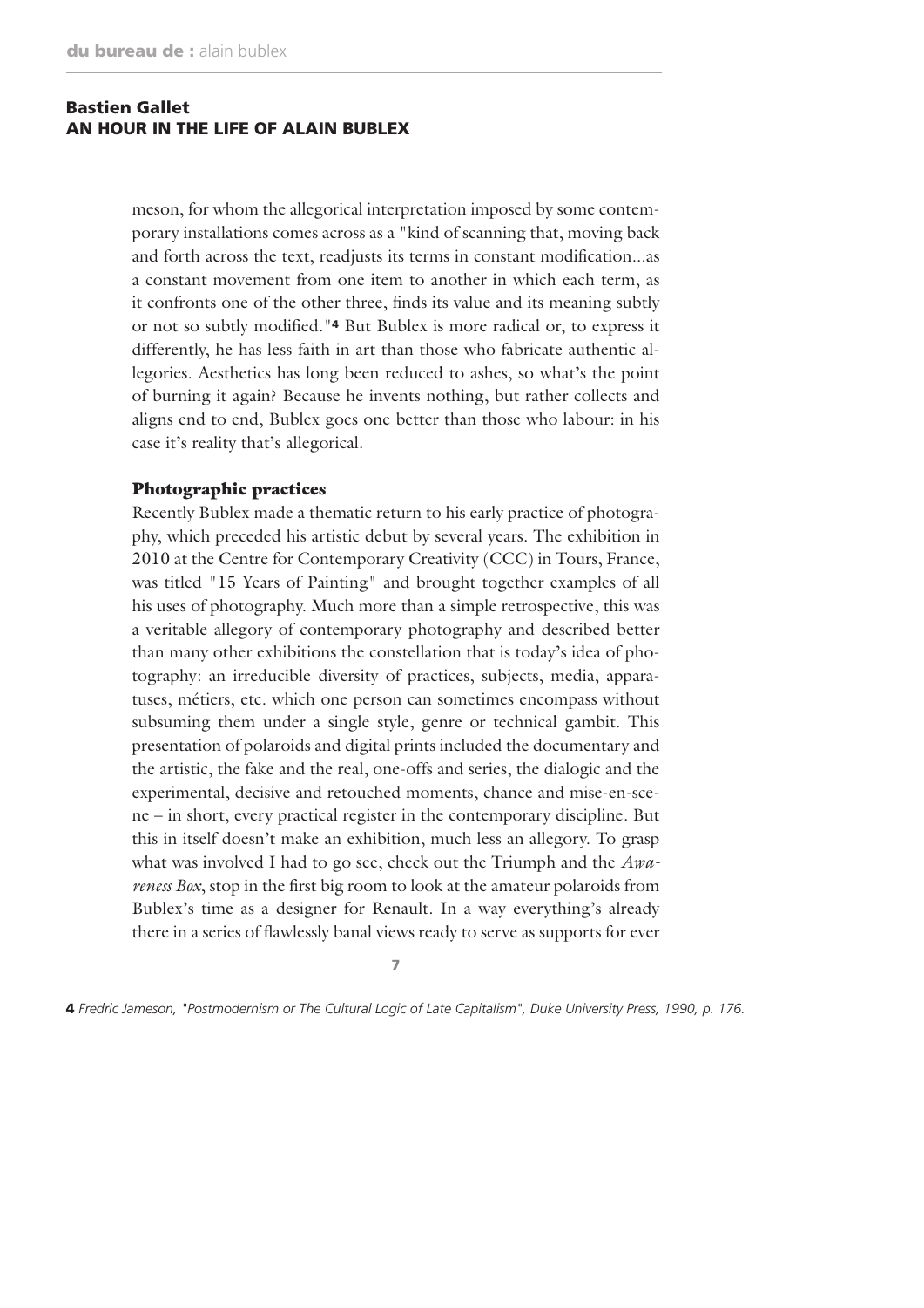meson, for whom the allegorical interpretation imposed by some contemporary installations comes across as a "kind of scanning that, moving back and forth across the text, readjusts its terms in constant modification...as a constant movement from one item to another in which each term, as it confronts one of the other three, finds its value and its meaning subtly or not so subtly modified."[4] But Bublex is more radical or, to express it differently, he has less faith in art than those who fabricate authentic allegories. Aesthetics has long been reduced to ashes, so what's the point of burning it again? Because he invents nothing, but rather collects and aligns end to end, Bublex goes one better than those who labour: in his case it's reality that's allegorical.

### Photographic practices

Recently Bublex made a thematic return to his early practice of photography, which preceded his artistic debut by several years. The exhibition in 2010 at the Centre for Contemporary Creativity (CCC) in Tours, France, was titled "15 Years of Painting" and brought together examples of all his uses of photography. Much more than a simple retrospective, this was a veritable allegory of contemporary photography and described better than many other exhibitions the constellation that is today's idea of photography: an irreducible diversity of practices, subjects, media, apparatuses, métiers, etc. which one person can sometimes encompass without subsuming them under a single style, genre or technical gambit. This presentation of polaroids and digital prints included the documentary and the artistic, the fake and the real, one-offs and series, the dialogic and the experimental, decisive and retouched moments, chance and mise-en-scene – in short, every practical register in the contemporary discipline. But this in itself doesn't make an exhibition, much less an allegory. To grasp what was involved I had to go see, check out the Triumph and the *Awareness Box*, stop in the first big room to look at the amateur polaroids from Bublex's time as a designer for Renault. In a way everything's already there in a series of flawlessly banal views ready to serve as supports for ever

[4] *Fredric Jameson, "Postmodernism or The Cultural Logic of Late Capitalism", Duke University Press, 1990, p. 176.*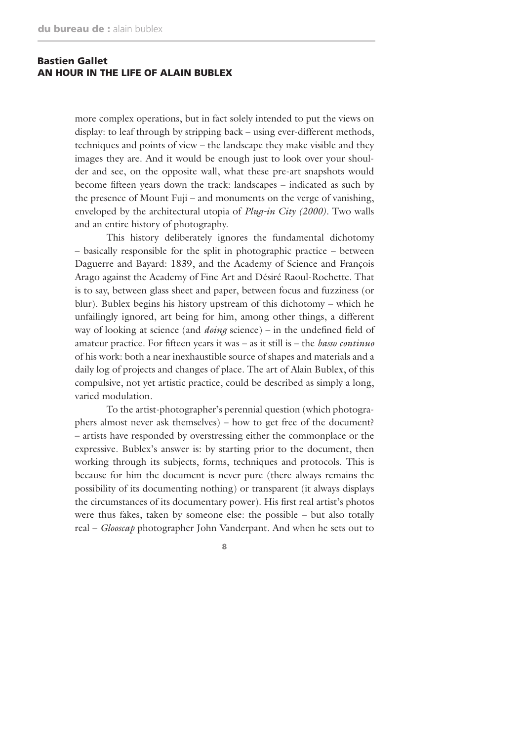more complex operations, but in fact solely intended to put the views on display: to leaf through by stripping back – using ever-different methods, techniques and points of view – the landscape they make visible and they images they are. And it would be enough just to look over your shoulder and see, on the opposite wall, what these pre-art snapshots would become fifteen years down the track: landscapes – indicated as such by the presence of Mount Fuji – and monuments on the verge of vanishing, enveloped by the architectural utopia of *Plug-in City (2000)*. Two walls and an entire history of photography.

This history deliberately ignores the fundamental dichotomy – basically responsible for the split in photographic practice – between Daguerre and Bayard: 1839, and the Academy of Science and François Arago against the Academy of Fine Art and Désiré Raoul-Rochette. That is to say, between glass sheet and paper, between focus and fuzziness (or blur). Bublex begins his history upstream of this dichotomy – which he unfailingly ignored, art being for him, among other things, a different way of looking at science (and *doing* science) – in the undefined field of amateur practice. For fifteen years it was – as it still is – the *basso continuo* of his work: both a near inexhaustible source of shapes and materials and a daily log of projects and changes of place. The art of Alain Bublex, of this compulsive, not yet artistic practice, could be described as simply a long, varied modulation.

To the artist-photographer's perennial question (which photographers almost never ask themselves) – how to get free of the document? – artists have responded by overstressing either the commonplace or the expressive. Bublex's answer is: by starting prior to the document, then working through its subjects, forms, techniques and protocols. This is because for him the document is never pure (there always remains the possibility of its documenting nothing) or transparent (it always displays the circumstances of its documentary power). His first real artist's photos were thus fakes, taken by someone else: the possible – but also totally real – *Glooscap* photographer John Vanderpant. And when he sets out to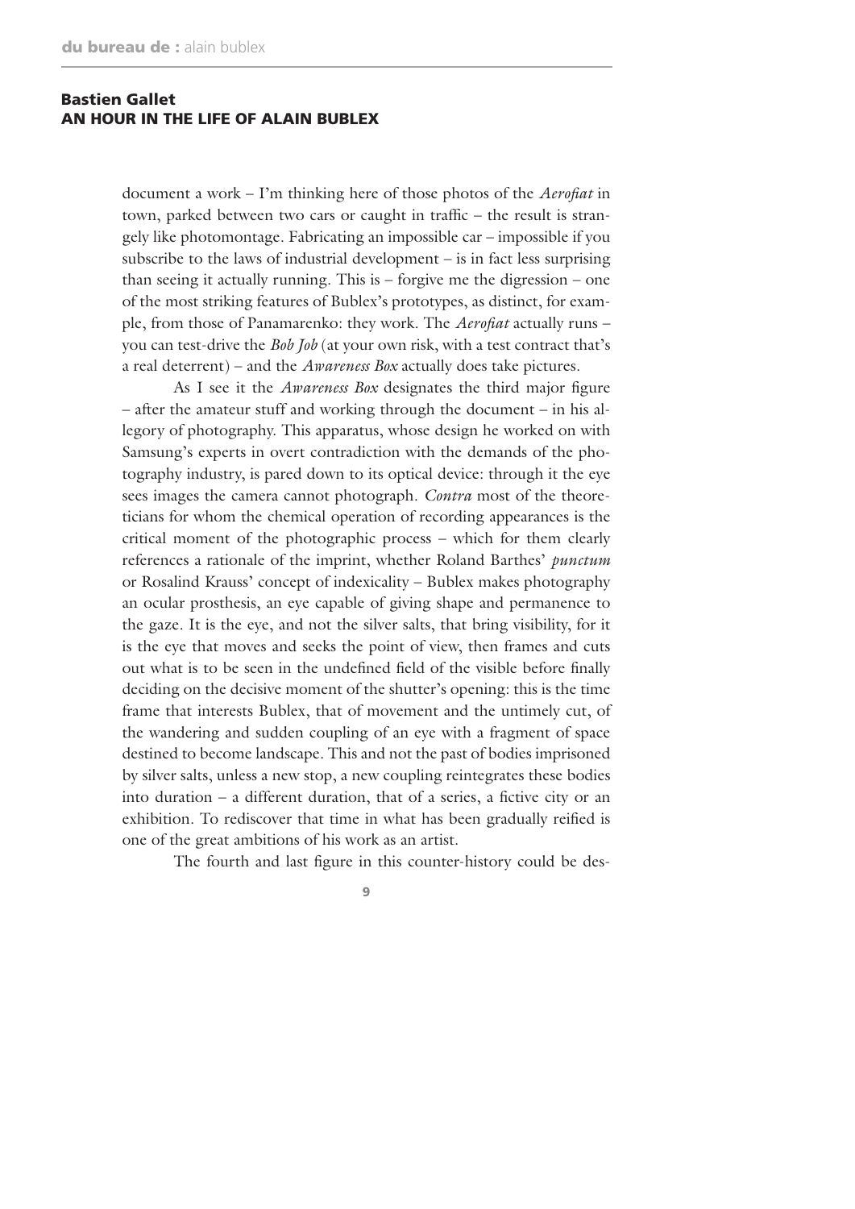document a work – I'm thinking here of those photos of the *Aerofiat* in town, parked between two cars or caught in traffic – the result is strangely like photomontage. Fabricating an impossible car – impossible if you subscribe to the laws of industrial development – is in fact less surprising than seeing it actually running. This is – forgive me the digression – one of the most striking features of Bublex's prototypes, as distinct, for example, from those of Panamarenko: they work. The *Aerofiat* actually runs – you can test-drive the *Bob Job* (at your own risk, with a test contract that's a real deterrent) – and the *Awareness Box* actually does take pictures.

As I see it the *Awareness Box* designates the third major figure – after the amateur stuff and working through the document – in his allegory of photography. This apparatus, whose design he worked on with Samsung's experts in overt contradiction with the demands of the photography industry, is pared down to its optical device: through it the eye sees images the camera cannot photograph. *Contra* most of the theoreticians for whom the chemical operation of recording appearances is the critical moment of the photographic process – which for them clearly references a rationale of the imprint, whether Roland Barthes' *punctum* or Rosalind Krauss' concept of indexicality – Bublex makes photography an ocular prosthesis, an eye capable of giving shape and permanence to the gaze. It is the eye, and not the silver salts, that bring visibility, for it is the eye that moves and seeks the point of view, then frames and cuts out what is to be seen in the undefined field of the visible before finally deciding on the decisive moment of the shutter's opening: this is the time frame that interests Bublex, that of movement and the untimely cut, of the wandering and sudden coupling of an eye with a fragment of space destined to become landscape. This and not the past of bodies imprisoned by silver salts, unless a new stop, a new coupling reintegrates these bodies into duration – a different duration, that of a series, a fictive city or an exhibition. To rediscover that time in what has been gradually reified is one of the great ambitions of his work as an artist.

The fourth and last figure in this counter-history could be des-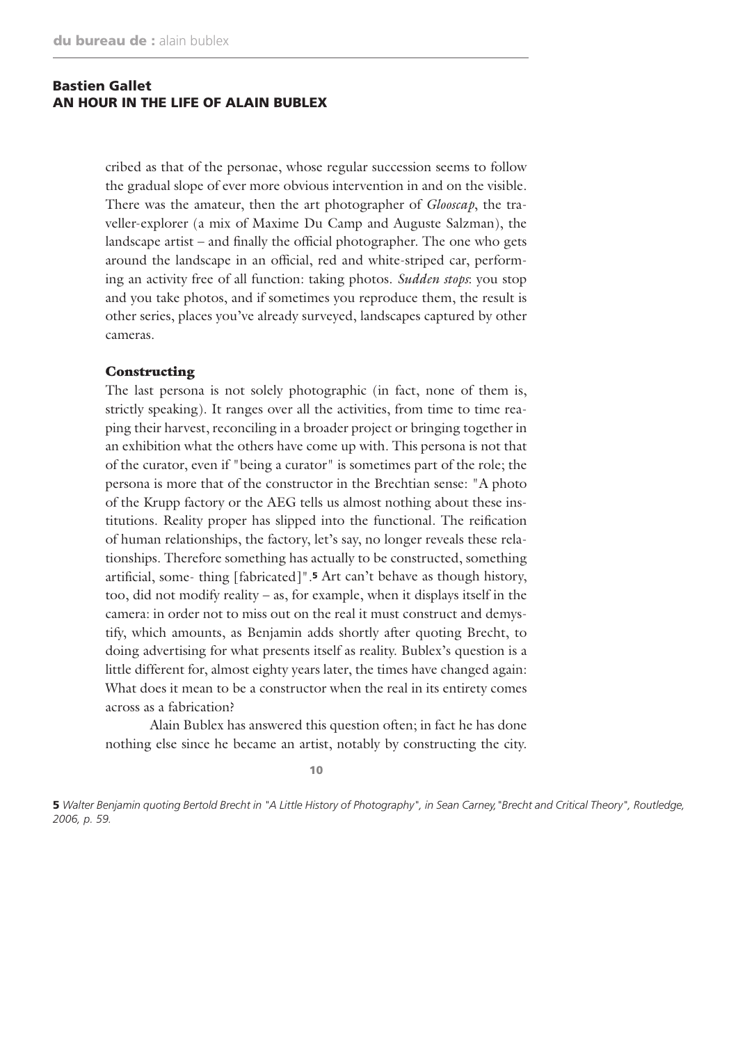cribed as that of the personae, whose regular succession seems to follow the gradual slope of ever more obvious intervention in and on the visible. There was the amateur, then the art photographer of *Glooscap*, the traveller-explorer (a mix of Maxime Du Camp and Auguste Salzman), the landscape artist – and finally the official photographer. The one who gets around the landscape in an official, red and white-striped car, performing an activity free of all function: taking photos. *Sudden stops*: you stop and you take photos, and if sometimes you reproduce them, the result is other series, places you've already surveyed, landscapes captured by other cameras.

## Constructing

The last persona is not solely photographic (in fact, none of them is, strictly speaking). It ranges over all the activities, from time to time reaping their harvest, reconciling in a broader project or bringing together in an exhibition what the others have come up with. This persona is not that of the curator, even if "being a curator" is sometimes part of the role; the persona is more that of the constructor in the Brechtian sense: "A photo of the Krupp factory or the AEG tells us almost nothing about these institutions. Reality proper has slipped into the functional. The reification of human relationships, the factory, let's say, no longer reveals these relationships. Therefore something has actually to be constructed, something artificial, some- thing [fabricated]".[5] Art can't behave as though history, too, did not modify reality – as, for example, when it displays itself in the camera: in order not to miss out on the real it must construct and demystify, which amounts, as Benjamin adds shortly after quoting Brecht, to doing advertising for what presents itself as reality. Bublex's question is a little different for, almost eighty years later, the times have changed again: What does it mean to be a constructor when the real in its entirety comes across as a fabrication?

Alain Bublex has answered this question often; in fact he has done nothing else since he became an artist, notably by constructing the city.

[5] *Walter Benjamin quoting Bertold Brecht in "A Little History of Photography", in Sean Carney, "Brecht and Critical Theory", Routledge, 2006, p. 59.*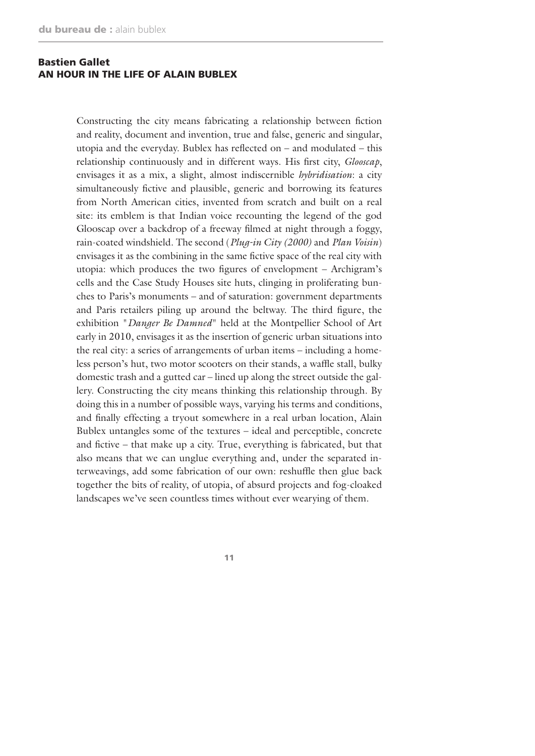## Bastien Gallet
## AN HOUR IN THE LIFE OF ALAIN BUBLEX

Constructing the city means fabricating a relationship between fiction and reality, document and invention, true and false, generic and singular, utopia and the everyday. Bublex has reflected on – and modulated – this relationship continuously and in different ways. His first city, *Glooscap*, envisages it as a mix, a slight, almost indiscernible *hybridisation*: a city simultaneously fictive and plausible, generic and borrowing its features from North American cities, invented from scratch and built on a real site: its emblem is that Indian voice recounting the legend of the god Glooscap over a backdrop of a freeway filmed at night through a foggy, rain-coated windshield. The second (*Plug-in City (2000)* and *Plan Voisin*) envisages it as the combining in the same fictive space of the real city with utopia: which produces the two figures of envelopment – Archigram's cells and the Case Study Houses site huts, clinging in proliferating bunches to Paris's monuments – and of saturation: government departments and Paris retailers piling up around the beltway. The third figure, the exhibition "*Danger Be Damned*" held at the Montpellier School of Art early in 2010, envisages it as the insertion of generic urban situations into the real city: a series of arrangements of urban items – including a homeless person's hut, two motor scooters on their stands, a waffle stall, bulky domestic trash and a gutted car – lined up along the street outside the gallery. Constructing the city means thinking this relationship through. By doing this in a number of possible ways, varying his terms and conditions, and finally effecting a tryout somewhere in a real urban location, Alain Bublex untangles some of the textures – ideal and perceptible, concrete and fictive – that make up a city. True, everything is fabricated, but that also means that we can unglue everything and, under the separated interweavings, add some fabrication of our own: reshuffle then glue back together the bits of reality, of utopia, of absurd projects and fog-cloaked landscapes we've seen countless times without ever wearying of them.